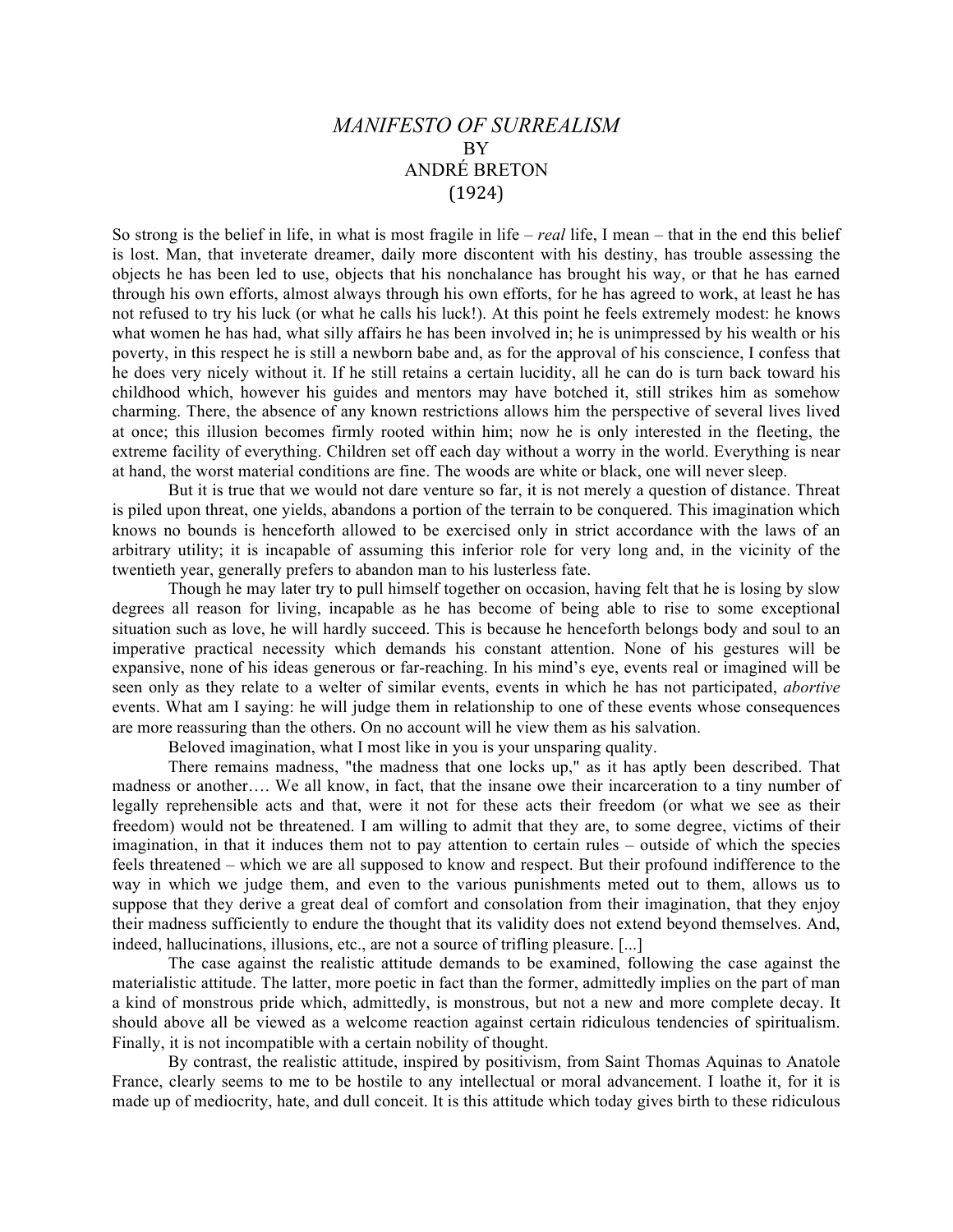# *MANIFESTO OF SURREALISM*
BY
ANDRÉ BRETON
(1924)

So strong is the belief in life, in what is most fragile in life – *real* life, I mean – that in the end this belief is lost. Man, that inveterate dreamer, daily more discontent with his destiny, has trouble assessing the objects he has been led to use, objects that his nonchalance has brought his way, or that he has earned through his own efforts, almost always through his own efforts, for he has agreed to work, at least he has not refused to try his luck (or what he calls his luck!). At this point he feels extremely modest: he knows what women he has had, what silly affairs he has been involved in; he is unimpressed by his wealth or his poverty, in this respect he is still a newborn babe and, as for the approval of his conscience, I confess that he does very nicely without it. If he still retains a certain lucidity, all he can do is turn back toward his childhood which, however his guides and mentors may have botched it, still strikes him as somehow charming. There, the absence of any known restrictions allows him the perspective of several lives lived at once; this illusion becomes firmly rooted within him; now he is only interested in the fleeting, the extreme facility of everything. Children set off each day without a worry in the world. Everything is near at hand, the worst material conditions are fine. The woods are white or black, one will never sleep.

But it is true that we would not dare venture so far, it is not merely a question of distance. Threat is piled upon threat, one yields, abandons a portion of the terrain to be conquered. This imagination which knows no bounds is henceforth allowed to be exercised only in strict accordance with the laws of an arbitrary utility; it is incapable of assuming this inferior role for very long and, in the vicinity of the twentieth year, generally prefers to abandon man to his lusterless fate.

Though he may later try to pull himself together on occasion, having felt that he is losing by slow degrees all reason for living, incapable as he has become of being able to rise to some exceptional situation such as love, he will hardly succeed. This is because he henceforth belongs body and soul to an imperative practical necessity which demands his constant attention. None of his gestures will be expansive, none of his ideas generous or far-reaching. In his mind's eye, events real or imagined will be seen only as they relate to a welter of similar events, events in which he has not participated, *abortive* events. What am I saying: he will judge them in relationship to one of these events whose consequences are more reassuring than the others. On no account will he view them as his salvation.

Beloved imagination, what I most like in you is your unsparing quality.

There remains madness, "the madness that one locks up," as it has aptly been described. That madness or another…. We all know, in fact, that the insane owe their incarceration to a tiny number of legally reprehensible acts and that, were it not for these acts their freedom (or what we see as their freedom) would not be threatened. I am willing to admit that they are, to some degree, victims of their imagination, in that it induces them not to pay attention to certain rules – outside of which the species feels threatened – which we are all supposed to know and respect. But their profound indifference to the way in which we judge them, and even to the various punishments meted out to them, allows us to suppose that they derive a great deal of comfort and consolation from their imagination, that they enjoy their madness sufficiently to endure the thought that its validity does not extend beyond themselves. And, indeed, hallucinations, illusions, etc., are not a source of trifling pleasure. [...]

The case against the realistic attitude demands to be examined, following the case against the materialistic attitude. The latter, more poetic in fact than the former, admittedly implies on the part of man a kind of monstrous pride which, admittedly, is monstrous, but not a new and more complete decay. It should above all be viewed as a welcome reaction against certain ridiculous tendencies of spiritualism. Finally, it is not incompatible with a certain nobility of thought.

By contrast, the realistic attitude, inspired by positivism, from Saint Thomas Aquinas to Anatole France, clearly seems to me to be hostile to any intellectual or moral advancement. I loathe it, for it is made up of mediocrity, hate, and dull conceit. It is this attitude which today gives birth to these ridiculous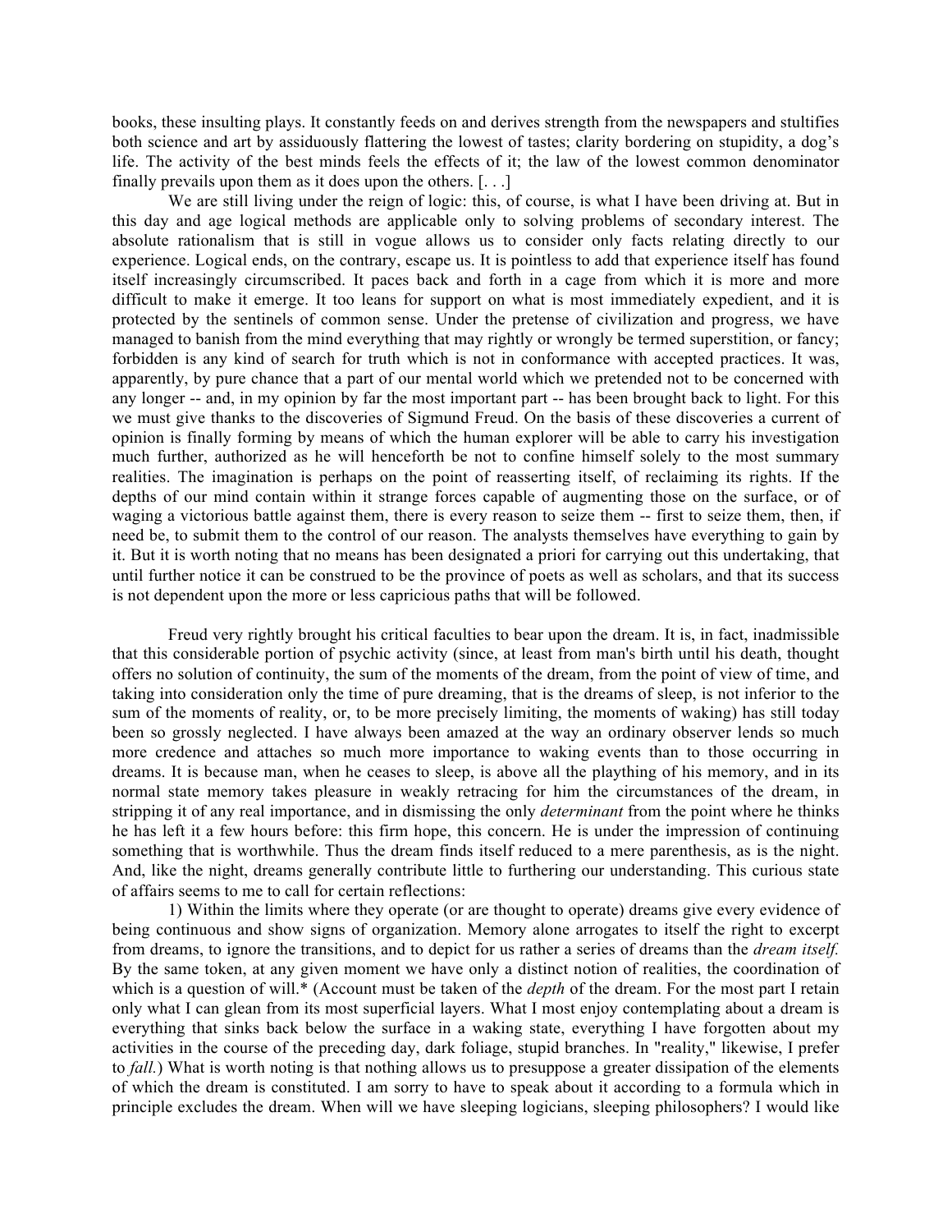books, these insulting plays. It constantly feeds on and derives strength from the newspapers and stultifies both science and art by assiduously flattering the lowest of tastes; clarity bordering on stupidity, a dog's life. The activity of the best minds feels the effects of it; the law of the lowest common denominator finally prevails upon them as it does upon the others. [. . .]

We are still living under the reign of logic: this, of course, is what I have been driving at. But in this day and age logical methods are applicable only to solving problems of secondary interest. The absolute rationalism that is still in vogue allows us to consider only facts relating directly to our experience. Logical ends, on the contrary, escape us. It is pointless to add that experience itself has found itself increasingly circumscribed. It paces back and forth in a cage from which it is more and more difficult to make it emerge. It too leans for support on what is most immediately expedient, and it is protected by the sentinels of common sense. Under the pretense of civilization and progress, we have managed to banish from the mind everything that may rightly or wrongly be termed superstition, or fancy; forbidden is any kind of search for truth which is not in conformance with accepted practices. It was, apparently, by pure chance that a part of our mental world which we pretended not to be concerned with any longer -- and, in my opinion by far the most important part -- has been brought back to light. For this we must give thanks to the discoveries of Sigmund Freud. On the basis of these discoveries a current of opinion is finally forming by means of which the human explorer will be able to carry his investigation much further, authorized as he will henceforth be not to confine himself solely to the most summary realities. The imagination is perhaps on the point of reasserting itself, of reclaiming its rights. If the depths of our mind contain within it strange forces capable of augmenting those on the surface, or of waging a victorious battle against them, there is every reason to seize them -- first to seize them, then, if need be, to submit them to the control of our reason. The analysts themselves have everything to gain by it. But it is worth noting that no means has been designated a priori for carrying out this undertaking, that until further notice it can be construed to be the province of poets as well as scholars, and that its success is not dependent upon the more or less capricious paths that will be followed.

Freud very rightly brought his critical faculties to bear upon the dream. It is, in fact, inadmissible that this considerable portion of psychic activity (since, at least from man's birth until his death, thought offers no solution of continuity, the sum of the moments of the dream, from the point of view of time, and taking into consideration only the time of pure dreaming, that is the dreams of sleep, is not inferior to the sum of the moments of reality, or, to be more precisely limiting, the moments of waking) has still today been so grossly neglected. I have always been amazed at the way an ordinary observer lends so much more credence and attaches so much more importance to waking events than to those occurring in dreams. It is because man, when he ceases to sleep, is above all the plaything of his memory, and in its normal state memory takes pleasure in weakly retracing for him the circumstances of the dream, in stripping it of any real importance, and in dismissing the only *determinant* from the point where he thinks he has left it a few hours before: this firm hope, this concern. He is under the impression of continuing something that is worthwhile. Thus the dream finds itself reduced to a mere parenthesis, as is the night. And, like the night, dreams generally contribute little to furthering our understanding. This curious state of affairs seems to me to call for certain reflections:

1) Within the limits where they operate (or are thought to operate) dreams give every evidence of being continuous and show signs of organization. Memory alone arrogates to itself the right to excerpt from dreams, to ignore the transitions, and to depict for us rather a series of dreams than the *dream itself.* By the same token, at any given moment we have only a distinct notion of realities, the coordination of which is a question of will.* (Account must be taken of the *depth* of the dream. For the most part I retain only what I can glean from its most superficial layers. What I most enjoy contemplating about a dream is everything that sinks back below the surface in a waking state, everything I have forgotten about my activities in the course of the preceding day, dark foliage, stupid branches. In "reality," likewise, I prefer to *fall.*) What is worth noting is that nothing allows us to presuppose a greater dissipation of the elements of which the dream is constituted. I am sorry to have to speak about it according to a formula which in principle excludes the dream. When will we have sleeping logicians, sleeping philosophers? I would like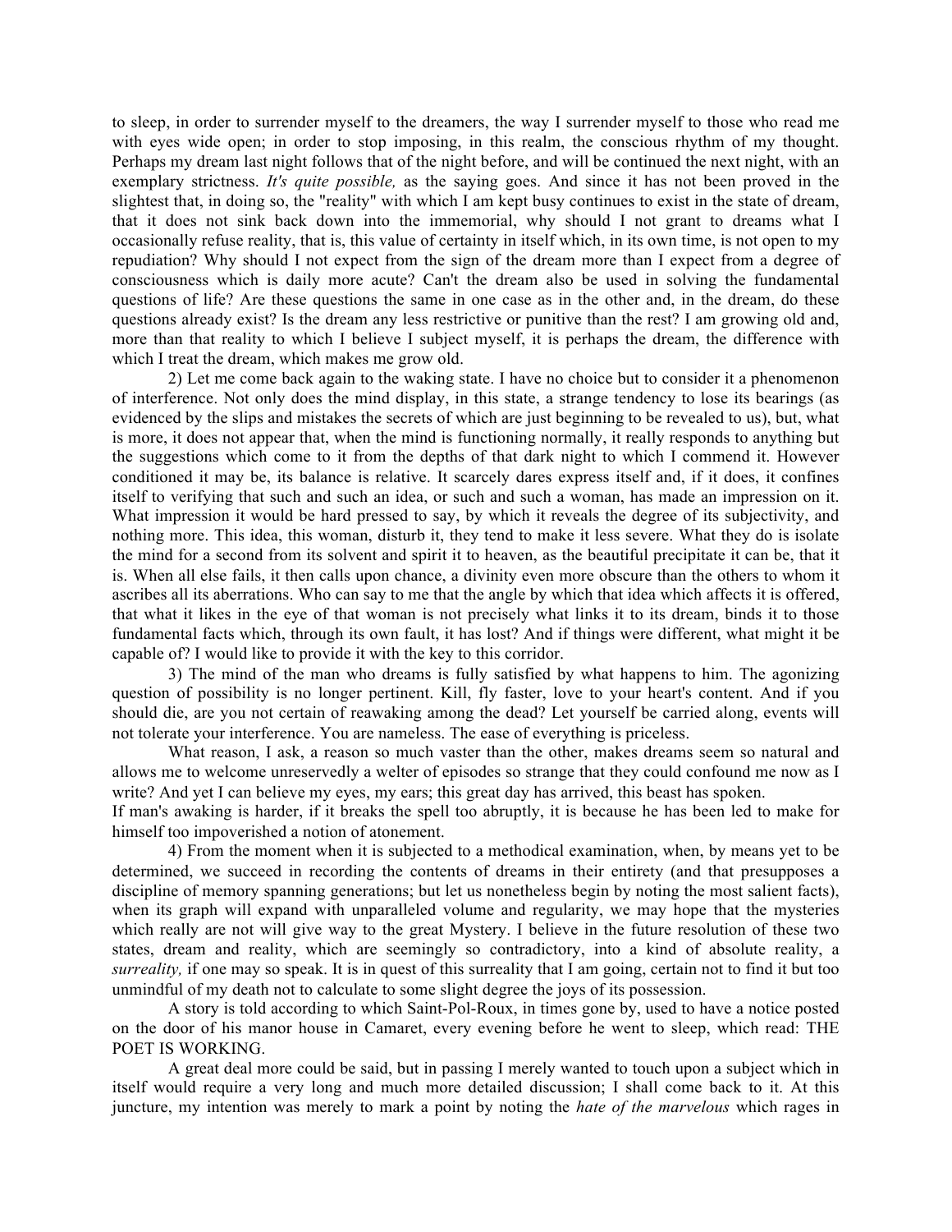to sleep, in order to surrender myself to the dreamers, the way I surrender myself to those who read me with eyes wide open; in order to stop imposing, in this realm, the conscious rhythm of my thought. Perhaps my dream last night follows that of the night before, and will be continued the next night, with an exemplary strictness. *It's quite possible,* as the saying goes. And since it has not been proved in the slightest that, in doing so, the "reality" with which I am kept busy continues to exist in the state of dream, that it does not sink back down into the immemorial, why should I not grant to dreams what I occasionally refuse reality, that is, this value of certainty in itself which, in its own time, is not open to my repudiation? Why should I not expect from the sign of the dream more than I expect from a degree of consciousness which is daily more acute? Can't the dream also be used in solving the fundamental questions of life? Are these questions the same in one case as in the other and, in the dream, do these questions already exist? Is the dream any less restrictive or punitive than the rest? I am growing old and, more than that reality to which I believe I subject myself, it is perhaps the dream, the difference with which I treat the dream, which makes me grow old.

2) Let me come back again to the waking state. I have no choice but to consider it a phenomenon of interference. Not only does the mind display, in this state, a strange tendency to lose its bearings (as evidenced by the slips and mistakes the secrets of which are just beginning to be revealed to us), but, what is more, it does not appear that, when the mind is functioning normally, it really responds to anything but the suggestions which come to it from the depths of that dark night to which I commend it. However conditioned it may be, its balance is relative. It scarcely dares express itself and, if it does, it confines itself to verifying that such and such an idea, or such and such a woman, has made an impression on it. What impression it would be hard pressed to say, by which it reveals the degree of its subjectivity, and nothing more. This idea, this woman, disturb it, they tend to make it less severe. What they do is isolate the mind for a second from its solvent and spirit it to heaven, as the beautiful precipitate it can be, that it is. When all else fails, it then calls upon chance, a divinity even more obscure than the others to whom it ascribes all its aberrations. Who can say to me that the angle by which that idea which affects it is offered, that what it likes in the eye of that woman is not precisely what links it to its dream, binds it to those fundamental facts which, through its own fault, it has lost? And if things were different, what might it be capable of? I would like to provide it with the key to this corridor.

3) The mind of the man who dreams is fully satisfied by what happens to him. The agonizing question of possibility is no longer pertinent. Kill, fly faster, love to your heart's content. And if you should die, are you not certain of reawaking among the dead? Let yourself be carried along, events will not tolerate your interference. You are nameless. The ease of everything is priceless.

What reason, I ask, a reason so much vaster than the other, makes dreams seem so natural and allows me to welcome unreservedly a welter of episodes so strange that they could confound me now as I write? And yet I can believe my eyes, my ears; this great day has arrived, this beast has spoken.
If man's awaking is harder, if it breaks the spell too abruptly, it is because he has been led to make for himself too impoverished a notion of atonement.

4) From the moment when it is subjected to a methodical examination, when, by means yet to be determined, we succeed in recording the contents of dreams in their entirety (and that presupposes a discipline of memory spanning generations; but let us nonetheless begin by noting the most salient facts), when its graph will expand with unparalleled volume and regularity, we may hope that the mysteries which really are not will give way to the great Mystery. I believe in the future resolution of these two states, dream and reality, which are seemingly so contradictory, into a kind of absolute reality, a *surreality,* if one may so speak. It is in quest of this surreality that I am going, certain not to find it but too unmindful of my death not to calculate to some slight degree the joys of its possession.

A story is told according to which Saint-Pol-Roux, in times gone by, used to have a notice posted on the door of his manor house in Camaret, every evening before he went to sleep, which read: THE POET IS WORKING.

A great deal more could be said, but in passing I merely wanted to touch upon a subject which in itself would require a very long and much more detailed discussion; I shall come back to it. At this juncture, my intention was merely to mark a point by noting the *hate of the marvelous* which rages in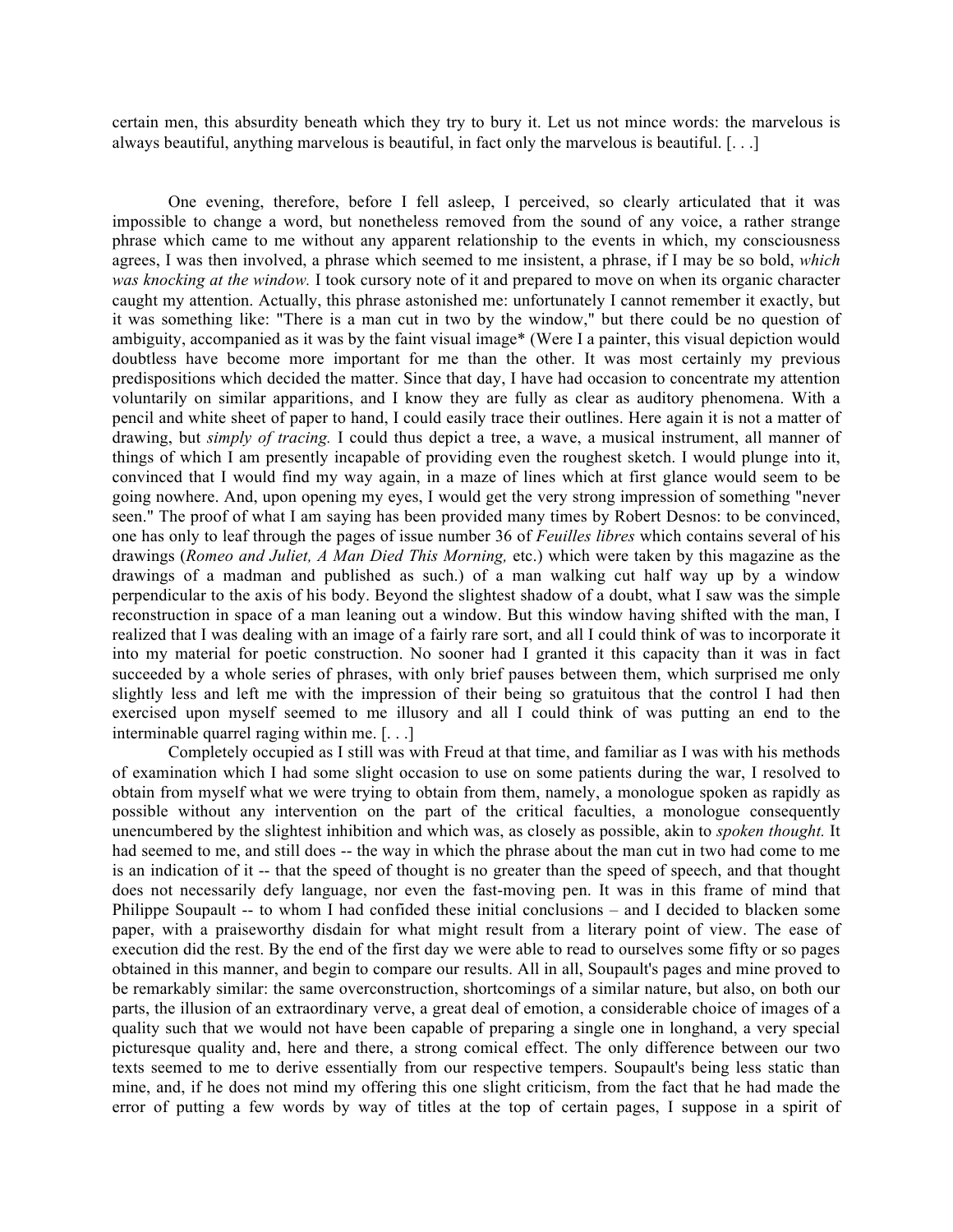certain men, this absurdity beneath which they try to bury it. Let us not mince words: the marvelous is always beautiful, anything marvelous is beautiful, in fact only the marvelous is beautiful. [. . .]

One evening, therefore, before I fell asleep, I perceived, so clearly articulated that it was impossible to change a word, but nonetheless removed from the sound of any voice, a rather strange phrase which came to me without any apparent relationship to the events in which, my consciousness agrees, I was then involved, a phrase which seemed to me insistent, a phrase, if I may be so bold, *which was knocking at the window.* I took cursory note of it and prepared to move on when its organic character caught my attention. Actually, this phrase astonished me: unfortunately I cannot remember it exactly, but it was something like: "There is a man cut in two by the window," but there could be no question of ambiguity, accompanied as it was by the faint visual image* (Were I a painter, this visual depiction would doubtless have become more important for me than the other. It was most certainly my previous predispositions which decided the matter. Since that day, I have had occasion to concentrate my attention voluntarily on similar apparitions, and I know they are fully as clear as auditory phenomena. With a pencil and white sheet of paper to hand, I could easily trace their outlines. Here again it is not a matter of drawing, but *simply of tracing.* I could thus depict a tree, a wave, a musical instrument, all manner of things of which I am presently incapable of providing even the roughest sketch. I would plunge into it, convinced that I would find my way again, in a maze of lines which at first glance would seem to be going nowhere. And, upon opening my eyes, I would get the very strong impression of something "never seen." The proof of what I am saying has been provided many times by Robert Desnos: to be convinced, one has only to leaf through the pages of issue number 36 of *Feuilles libres* which contains several of his drawings (*Romeo and Juliet, A Man Died This Morning,* etc.) which were taken by this magazine as the drawings of a madman and published as such.) of a man walking cut half way up by a window perpendicular to the axis of his body. Beyond the slightest shadow of a doubt, what I saw was the simple reconstruction in space of a man leaning out a window. But this window having shifted with the man, I realized that I was dealing with an image of a fairly rare sort, and all I could think of was to incorporate it into my material for poetic construction. No sooner had I granted it this capacity than it was in fact succeeded by a whole series of phrases, with only brief pauses between them, which surprised me only slightly less and left me with the impression of their being so gratuitous that the control I had then exercised upon myself seemed to me illusory and all I could think of was putting an end to the interminable quarrel raging within me. [. . .]

Completely occupied as I still was with Freud at that time, and familiar as I was with his methods of examination which I had some slight occasion to use on some patients during the war, I resolved to obtain from myself what we were trying to obtain from them, namely, a monologue spoken as rapidly as possible without any intervention on the part of the critical faculties, a monologue consequently unencumbered by the slightest inhibition and which was, as closely as possible, akin to *spoken thought.* It had seemed to me, and still does -- the way in which the phrase about the man cut in two had come to me is an indication of it -- that the speed of thought is no greater than the speed of speech, and that thought does not necessarily defy language, nor even the fast-moving pen. It was in this frame of mind that Philippe Soupault -- to whom I had confided these initial conclusions – and I decided to blacken some paper, with a praiseworthy disdain for what might result from a literary point of view. The ease of execution did the rest. By the end of the first day we were able to read to ourselves some fifty or so pages obtained in this manner, and begin to compare our results. All in all, Soupault's pages and mine proved to be remarkably similar: the same overconstruction, shortcomings of a similar nature, but also, on both our parts, the illusion of an extraordinary verve, a great deal of emotion, a considerable choice of images of a quality such that we would not have been capable of preparing a single one in longhand, a very special picturesque quality and, here and there, a strong comical effect. The only difference between our two texts seemed to me to derive essentially from our respective tempers. Soupault's being less static than mine, and, if he does not mind my offering this one slight criticism, from the fact that he had made the error of putting a few words by way of titles at the top of certain pages, I suppose in a spirit of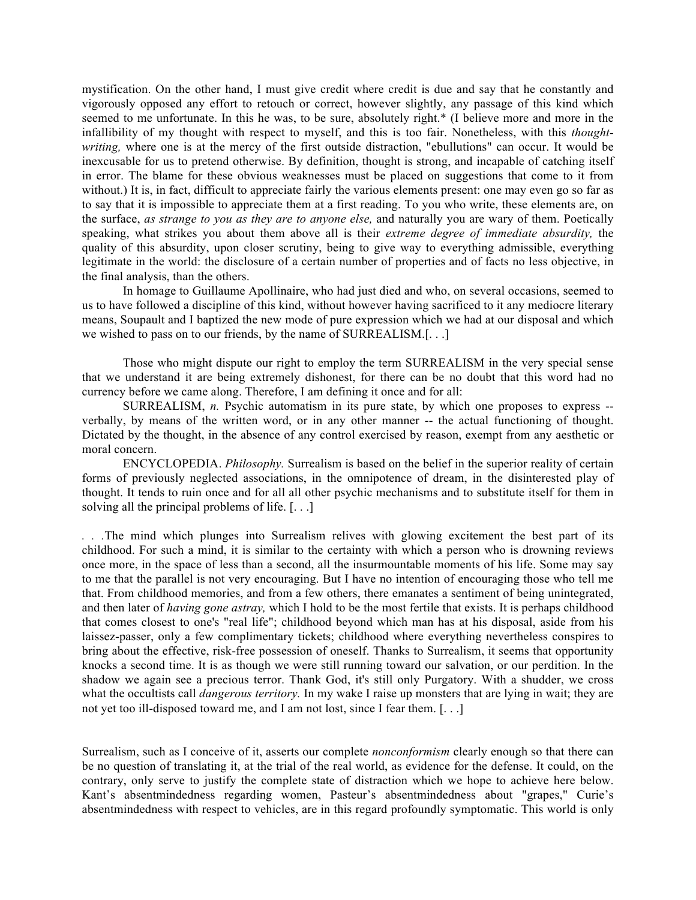mystification. On the other hand, I must give credit where credit is due and say that he constantly and vigorously opposed any effort to retouch or correct, however slightly, any passage of this kind which seemed to me unfortunate. In this he was, to be sure, absolutely right.* (I believe more and more in the infallibility of my thought with respect to myself, and this is too fair. Nonetheless, with this *thought-writing,* where one is at the mercy of the first outside distraction, "ebullutions" can occur. It would be inexcusable for us to pretend otherwise. By definition, thought is strong, and incapable of catching itself in error. The blame for these obvious weaknesses must be placed on suggestions that come to it from without.) It is, in fact, difficult to appreciate fairly the various elements present: one may even go so far as to say that it is impossible to appreciate them at a first reading. To you who write, these elements are, on the surface, *as strange to you as they are to anyone else,* and naturally you are wary of them. Poetically speaking, what strikes you about them above all is their *extreme degree of immediate absurdity,* the quality of this absurdity, upon closer scrutiny, being to give way to everything admissible, everything legitimate in the world: the disclosure of a certain number of properties and of facts no less objective, in the final analysis, than the others.

In homage to Guillaume Apollinaire, who had just died and who, on several occasions, seemed to us to have followed a discipline of this kind, without however having sacrificed to it any mediocre literary means, Soupault and I baptized the new mode of pure expression which we had at our disposal and which we wished to pass on to our friends, by the name of SURREALISM.[. . .]

Those who might dispute our right to employ the term SURREALISM in the very special sense that we understand it are being extremely dishonest, for there can be no doubt that this word had no currency before we came along. Therefore, I am defining it once and for all:

SURREALISM, *n.* Psychic automatism in its pure state, by which one proposes to express -- verbally, by means of the written word, or in any other manner -- the actual functioning of thought. Dictated by the thought, in the absence of any control exercised by reason, exempt from any aesthetic or moral concern.

ENCYCLOPEDIA. *Philosophy.* Surrealism is based on the belief in the superior reality of certain forms of previously neglected associations, in the omnipotence of dream, in the disinterested play of thought. It tends to ruin once and for all all other psychic mechanisms and to substitute itself for them in solving all the principal problems of life. [. . .]

. . .The mind which plunges into Surrealism relives with glowing excitement the best part of its childhood. For such a mind, it is similar to the certainty with which a person who is drowning reviews once more, in the space of less than a second, all the insurmountable moments of his life. Some may say to me that the parallel is not very encouraging. But I have no intention of encouraging those who tell me that. From childhood memories, and from a few others, there emanates a sentiment of being unintegrated, and then later of *having gone astray,* which I hold to be the most fertile that exists. It is perhaps childhood that comes closest to one's "real life"; childhood beyond which man has at his disposal, aside from his laissez-passer, only a few complimentary tickets; childhood where everything nevertheless conspires to bring about the effective, risk-free possession of oneself. Thanks to Surrealism, it seems that opportunity knocks a second time. It is as though we were still running toward our salvation, or our perdition. In the shadow we again see a precious terror. Thank God, it's still only Purgatory. With a shudder, we cross what the occultists call *dangerous territory.* In my wake I raise up monsters that are lying in wait; they are not yet too ill-disposed toward me, and I am not lost, since I fear them. [. . .]

Surrealism, such as I conceive of it, asserts our complete *nonconformism* clearly enough so that there can be no question of translating it, at the trial of the real world, as evidence for the defense. It could, on the contrary, only serve to justify the complete state of distraction which we hope to achieve here below. Kant's absentmindedness regarding women, Pasteur's absentmindedness about "grapes," Curie's absentmindedness with respect to vehicles, are in this regard profoundly symptomatic. This world is only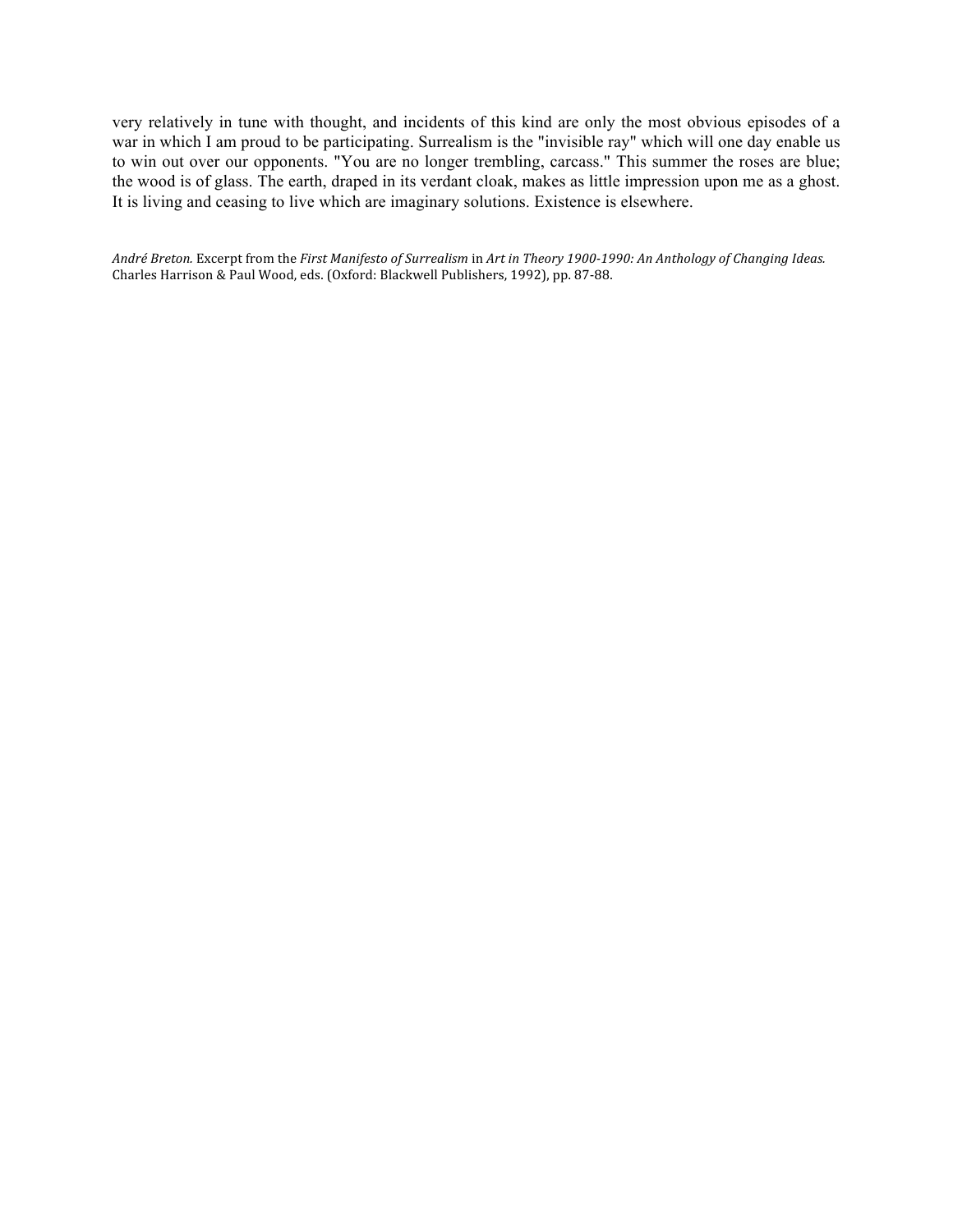very relatively in tune with thought, and incidents of this kind are only the most obvious episodes of a war in which I am proud to be participating. Surrealism is the "invisible ray" which will one day enable us to win out over our opponents. "You are no longer trembling, carcass." This summer the roses are blue; the wood is of glass. The earth, draped in its verdant cloak, makes as little impression upon me as a ghost. It is living and ceasing to live which are imaginary solutions. Existence is elsewhere.

*André Breton.* Excerpt from the *First Manifesto of Surrealism* in *Art in Theory 1900-1990: An Anthology of Changing Ideas.* Charles Harrison & Paul Wood, eds. (Oxford: Blackwell Publishers, 1992), pp. 87-88.